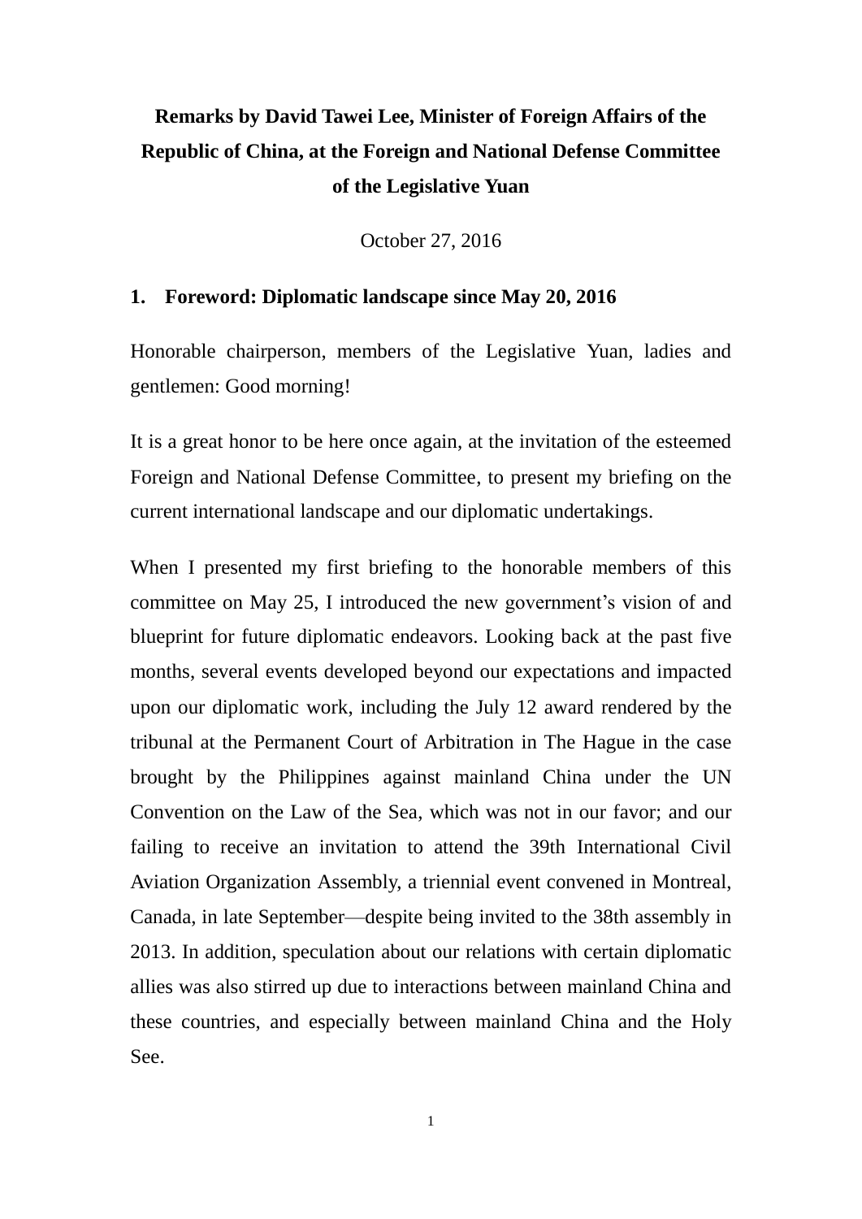# Remarks by David Tawei Lee, Minister of Foreign Affairs of the Republic of China, at the Foreign and National Defense Committee of the Legislative Yuan

October 27, 2016

## 1. Foreword: Diplomatic landscape since May 20, 2016

Honorable chairperson, members of the Legislative Yuan, ladies and gentlemen: Good morning!

It is a great honor to be here once again, at the invitation of the esteemed Foreign and National Defense Committee, to present my briefing on the current international landscape and our diplomatic undertakings.

When I presented my first briefing to the honorable members of this committee on May 25, I introduced the new government's vision of and blueprint for future diplomatic endeavors. Looking back at the past five months, several events developed beyond our expectations and impacted upon our diplomatic work, including the July 12 award rendered by the tribunal at the Permanent Court of Arbitration in The Hague in the case brought by the Philippines against mainland China under the UN Convention on the Law of the Sea, which was not in our favor; and our failing to receive an invitation to attend the 39th International Civil Aviation Organization Assembly, a triennial event convened in Montreal, Canada, in late September—despite being invited to the 38th assembly in 2013. In addition, speculation about our relations with certain diplomatic allies was also stirred up due to interactions between mainland China and these countries, and especially between mainland China and the Holy See.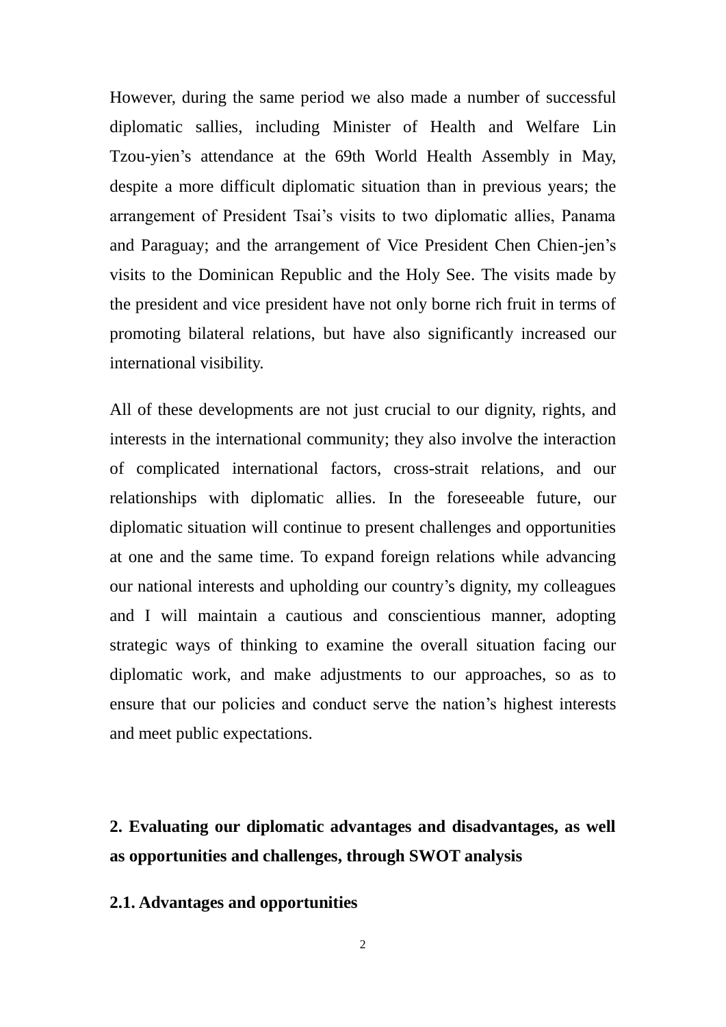However, during the same period we also made a number of successful diplomatic sallies, including Minister of Health and Welfare Lin Tzou-yien's attendance at the 69th World Health Assembly in May, despite a more difficult diplomatic situation than in previous years; the arrangement of President Tsai's visits to two diplomatic allies, Panama and Paraguay; and the arrangement of Vice President Chen Chien-jen's visits to the Dominican Republic and the Holy See. The visits made by the president and vice president have not only borne rich fruit in terms of promoting bilateral relations, but have also significantly increased our international visibility.

All of these developments are not just crucial to our dignity, rights, and interests in the international community; they also involve the interaction of complicated international factors, cross-strait relations, and our relationships with diplomatic allies. In the foreseeable future, our diplomatic situation will continue to present challenges and opportunities at one and the same time. To expand foreign relations while advancing our national interests and upholding our country's dignity, my colleagues and I will maintain a cautious and conscientious manner, adopting strategic ways of thinking to examine the overall situation facing our diplomatic work, and make adjustments to our approaches, so as to ensure that our policies and conduct serve the nation's highest interests and meet public expectations.

## 2. Evaluating our diplomatic advantages and disadvantages, as well as opportunities and challenges, through SWOT analysis

### 2.1. Advantages and opportunities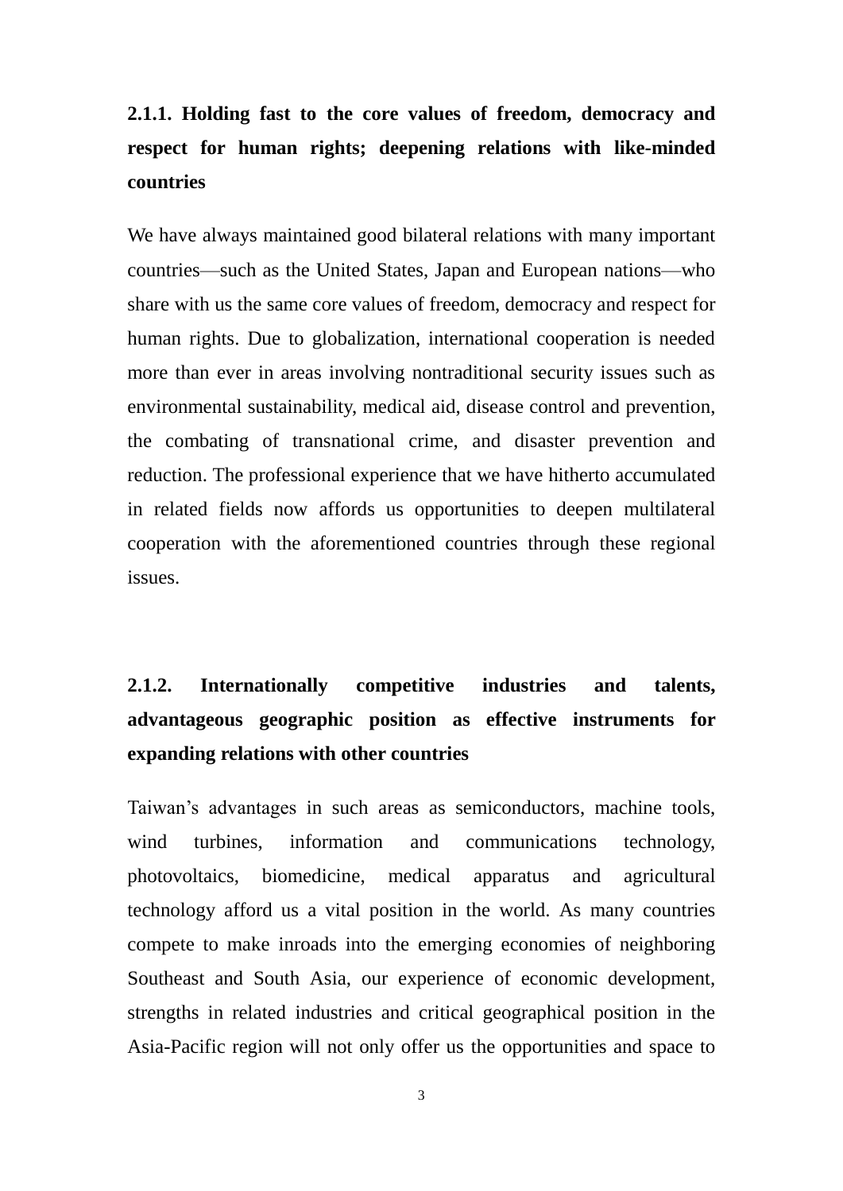### 2.1.1. Holding fast to the core values of freedom, democracy and respect for human rights; deepening relations with like-minded countries

We have always maintained good bilateral relations with many important countries—such as the United States, Japan and European nations—who share with us the same core values of freedom, democracy and respect for human rights. Due to globalization, international cooperation is needed more than ever in areas involving nontraditional security issues such as environmental sustainability, medical aid, disease control and prevention, the combating of transnational crime, and disaster prevention and reduction. The professional experience that we have hitherto accumulated in related fields now affords us opportunities to deepen multilateral cooperation with the aforementioned countries through these regional issues.

### 2.1.2. Internationally competitive industries and talents, advantageous geographic position as effective instruments for expanding relations with other countries

Taiwan's advantages in such areas as semiconductors, machine tools, wind turbines, information and communications technology, photovoltaics, biomedicine, medical apparatus and agricultural technology afford us a vital position in the world. As many countries compete to make inroads into the emerging economies of neighboring Southeast and South Asia, our experience of economic development, strengths in related industries and critical geographical position in the Asia-Pacific region will not only offer us the opportunities and space to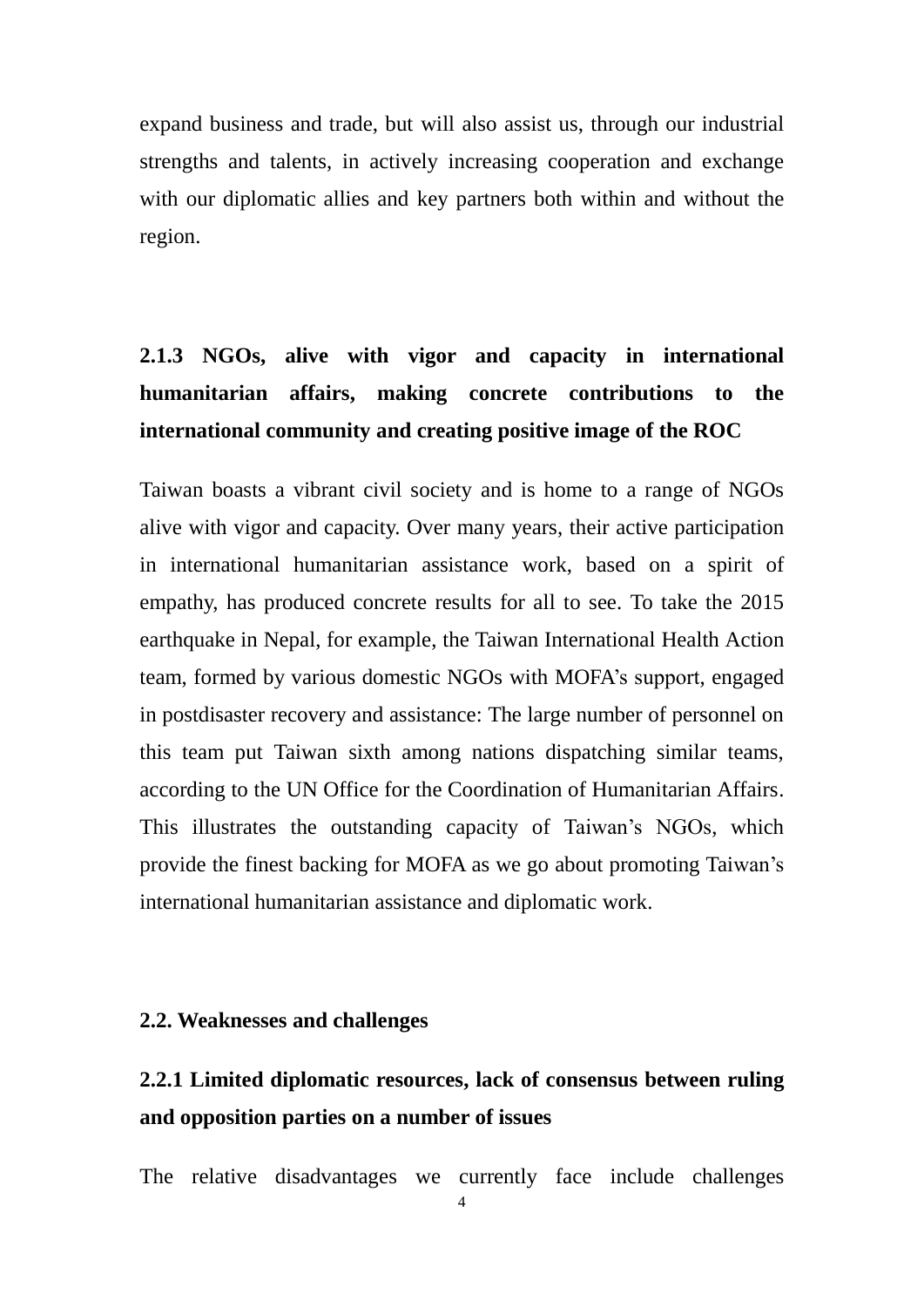expand business and trade, but will also assist us, through our industrial strengths and talents, in actively increasing cooperation and exchange with our diplomatic allies and key partners both within and without the region.

### 2.1.3 NGOs, alive with vigor and capacity in international humanitarian affairs, making concrete contributions to the international community and creating positive image of the ROC

Taiwan boasts a vibrant civil society and is home to a range of NGOs alive with vigor and capacity. Over many years, their active participation in international humanitarian assistance work, based on a spirit of empathy, has produced concrete results for all to see. To take the 2015 earthquake in Nepal, for example, the Taiwan International Health Action team, formed by various domestic NGOs with MOFA's support, engaged in postdisaster recovery and assistance: The large number of personnel on this team put Taiwan sixth among nations dispatching similar teams, according to the UN Office for the Coordination of Humanitarian Affairs. This illustrates the outstanding capacity of Taiwan's NGOs, which provide the finest backing for MOFA as we go about promoting Taiwan's international humanitarian assistance and diplomatic work.

## 2.2. Weaknesses and challenges

### 2.2.1 Limited diplomatic resources, lack of consensus between ruling and opposition parties on a number of issues

The relative disadvantages we currently face include challenges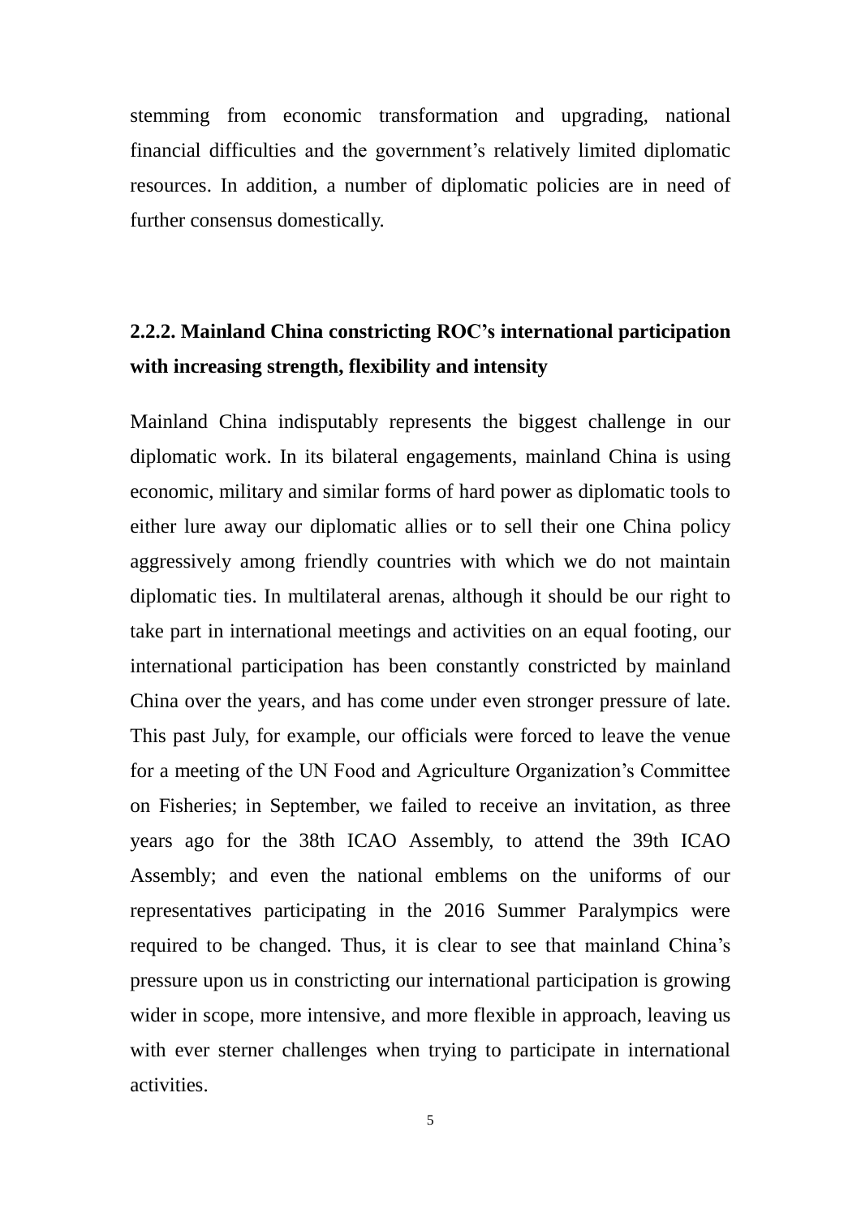stemming from economic transformation and upgrading, national financial difficulties and the government's relatively limited diplomatic resources. In addition, a number of diplomatic policies are in need of further consensus domestically.

### 2.2.2. Mainland China constricting ROC's international participation with increasing strength, flexibility and intensity

Mainland China indisputably represents the biggest challenge in our diplomatic work. In its bilateral engagements, mainland China is using economic, military and similar forms of hard power as diplomatic tools to either lure away our diplomatic allies or to sell their one China policy aggressively among friendly countries with which we do not maintain diplomatic ties. In multilateral arenas, although it should be our right to take part in international meetings and activities on an equal footing, our international participation has been constantly constricted by mainland China over the years, and has come under even stronger pressure of late. This past July, for example, our officials were forced to leave the venue for a meeting of the UN Food and Agriculture Organization's Committee on Fisheries; in September, we failed to receive an invitation, as three years ago for the 38th ICAO Assembly, to attend the 39th ICAO Assembly; and even the national emblems on the uniforms of our representatives participating in the 2016 Summer Paralympics were required to be changed. Thus, it is clear to see that mainland China's pressure upon us in constricting our international participation is growing wider in scope, more intensive, and more flexible in approach, leaving us with ever sterner challenges when trying to participate in international activities.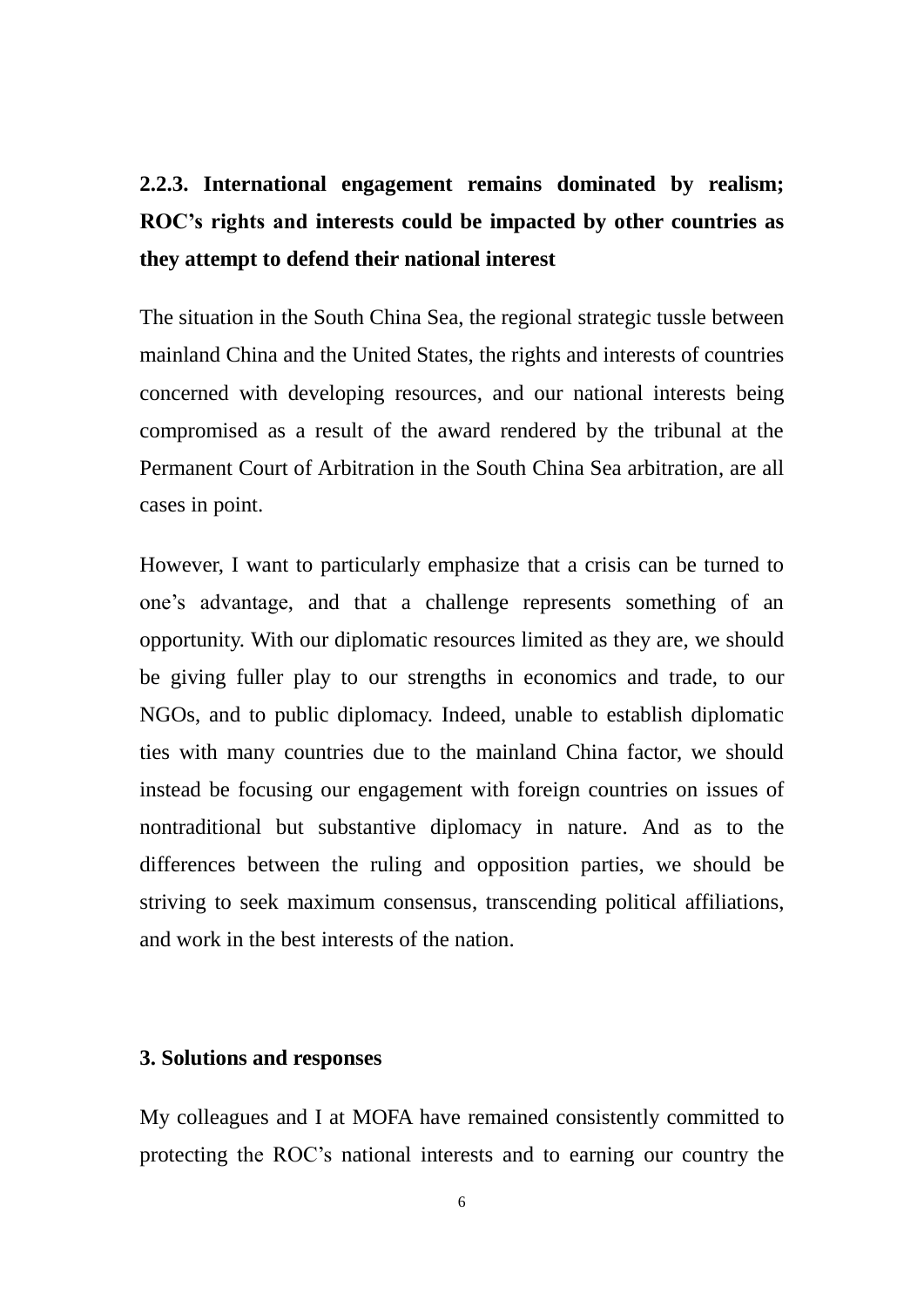### 2.2.3. International engagement remains dominated by realism; ROC's rights and interests could be impacted by other countries as they attempt to defend their national interest

The situation in the South China Sea, the regional strategic tussle between mainland China and the United States, the rights and interests of countries concerned with developing resources, and our national interests being compromised as a result of the award rendered by the tribunal at the Permanent Court of Arbitration in the South China Sea arbitration, are all cases in point.

However, I want to particularly emphasize that a crisis can be turned to one's advantage, and that a challenge represents something of an opportunity. With our diplomatic resources limited as they are, we should be giving fuller play to our strengths in economics and trade, to our NGOs, and to public diplomacy. Indeed, unable to establish diplomatic ties with many countries due to the mainland China factor, we should instead be focusing our engagement with foreign countries on issues of nontraditional but substantive diplomacy in nature. And as to the differences between the ruling and opposition parties, we should be striving to seek maximum consensus, transcending political affiliations, and work in the best interests of the nation.

## 3. Solutions and responses

My colleagues and I at MOFA have remained consistently committed to protecting the ROC's national interests and to earning our country the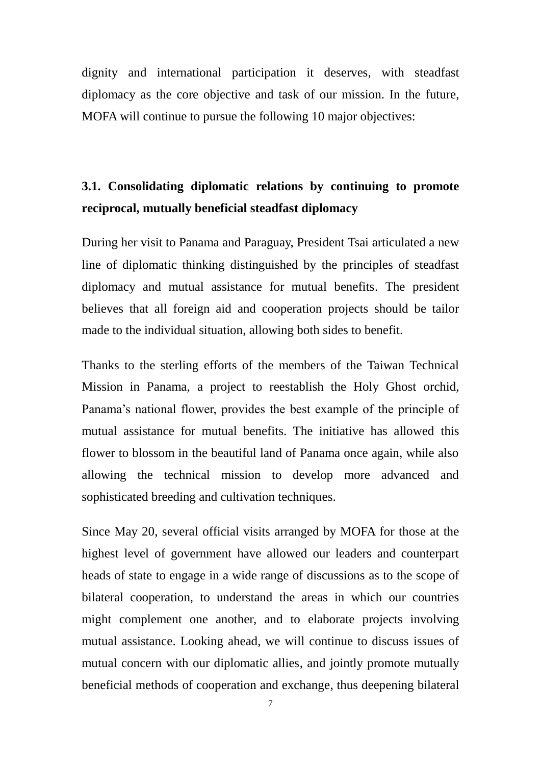dignity and international participation it deserves, with steadfast diplomacy as the core objective and task of our mission. In the future, MOFA will continue to pursue the following 10 major objectives:

### 3.1. Consolidating diplomatic relations by continuing to promote reciprocal, mutually beneficial steadfast diplomacy

During her visit to Panama and Paraguay, President Tsai articulated a new line of diplomatic thinking distinguished by the principles of steadfast diplomacy and mutual assistance for mutual benefits. The president believes that all foreign aid and cooperation projects should be tailor made to the individual situation, allowing both sides to benefit.

Thanks to the sterling efforts of the members of the Taiwan Technical Mission in Panama, a project to reestablish the Holy Ghost orchid, Panama's national flower, provides the best example of the principle of mutual assistance for mutual benefits. The initiative has allowed this flower to blossom in the beautiful land of Panama once again, while also allowing the technical mission to develop more advanced and sophisticated breeding and cultivation techniques.

Since May 20, several official visits arranged by MOFA for those at the highest level of government have allowed our leaders and counterpart heads of state to engage in a wide range of discussions as to the scope of bilateral cooperation, to understand the areas in which our countries might complement one another, and to elaborate projects involving mutual assistance. Looking ahead, we will continue to discuss issues of mutual concern with our diplomatic allies, and jointly promote mutually beneficial methods of cooperation and exchange, thus deepening bilateral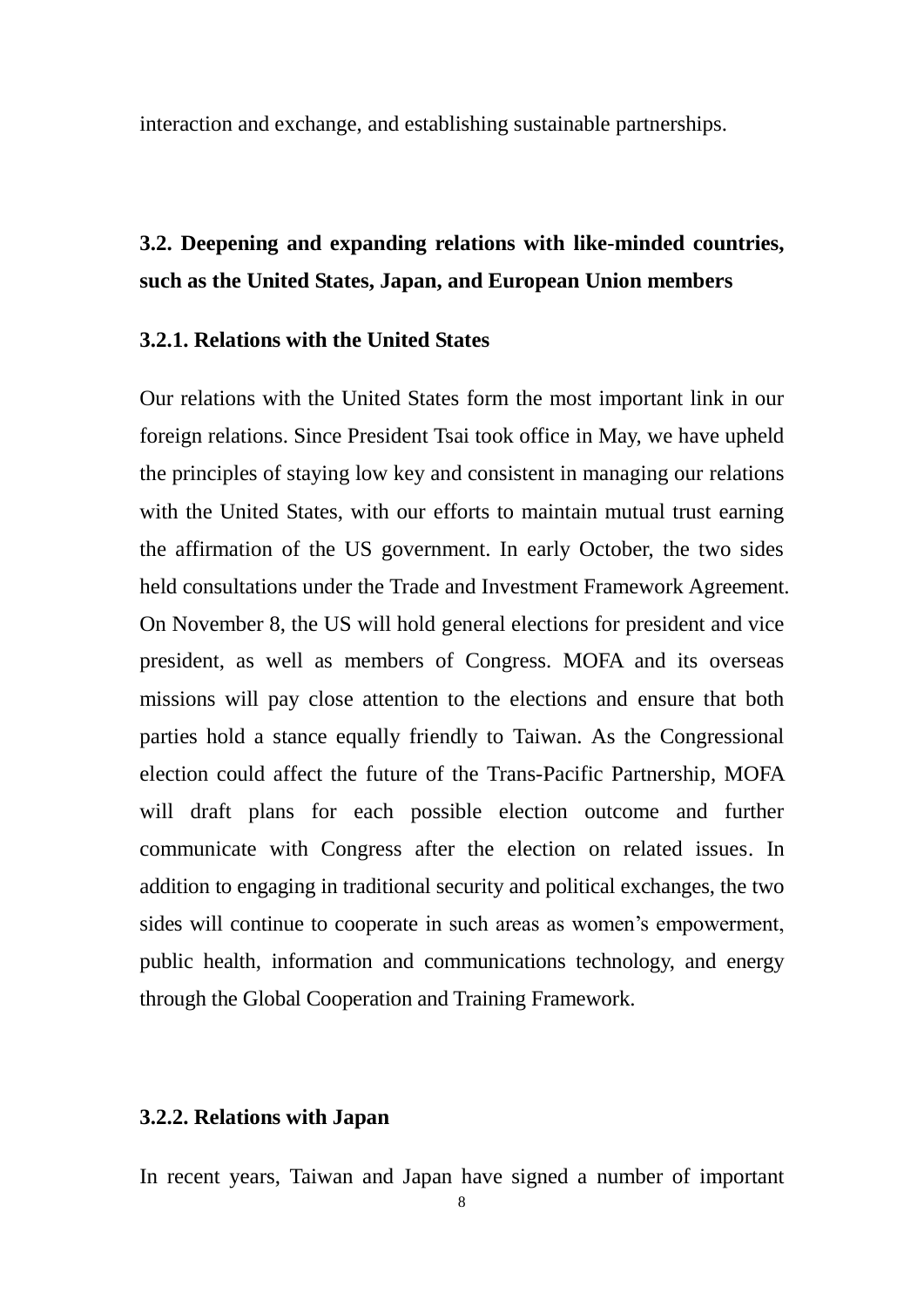interaction and exchange, and establishing sustainable partnerships.

## 3.2. Deepening and expanding relations with like-minded countries, such as the United States, Japan, and European Union members

### 3.2.1. Relations with the United States

Our relations with the United States form the most important link in our foreign relations. Since President Tsai took office in May, we have upheld the principles of staying low key and consistent in managing our relations with the United States, with our efforts to maintain mutual trust earning the affirmation of the US government. In early October, the two sides held consultations under the Trade and Investment Framework Agreement. On November 8, the US will hold general elections for president and vice president, as well as members of Congress. MOFA and its overseas missions will pay close attention to the elections and ensure that both parties hold a stance equally friendly to Taiwan. As the Congressional election could affect the future of the Trans-Pacific Partnership, MOFA will draft plans for each possible election outcome and further communicate with Congress after the election on related issues. In addition to engaging in traditional security and political exchanges, the two sides will continue to cooperate in such areas as women's empowerment, public health, information and communications technology, and energy through the Global Cooperation and Training Framework.

### 3.2.2. Relations with Japan

In recent years, Taiwan and Japan have signed a number of important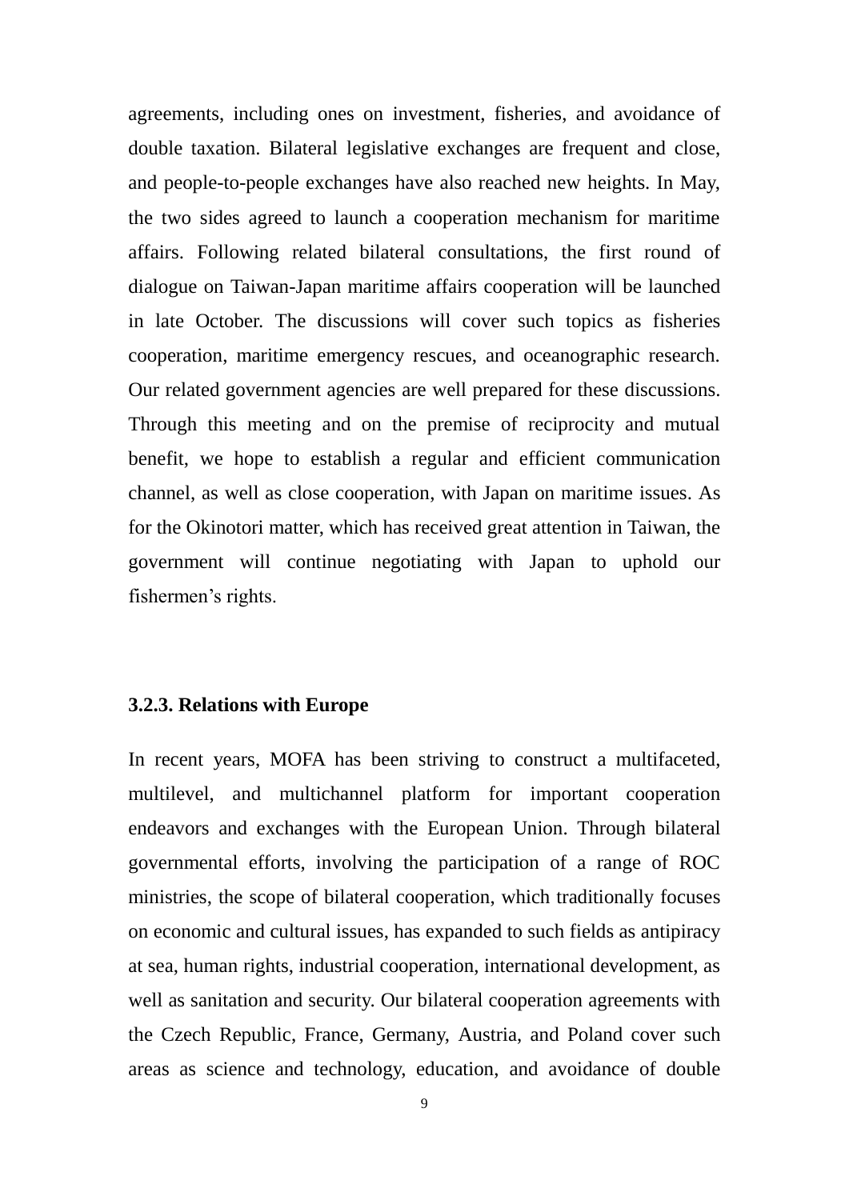agreements, including ones on investment, fisheries, and avoidance of double taxation. Bilateral legislative exchanges are frequent and close, and people-to-people exchanges have also reached new heights. In May, the two sides agreed to launch a cooperation mechanism for maritime affairs. Following related bilateral consultations, the first round of dialogue on Taiwan-Japan maritime affairs cooperation will be launched in late October. The discussions will cover such topics as fisheries cooperation, maritime emergency rescues, and oceanographic research. Our related government agencies are well prepared for these discussions. Through this meeting and on the premise of reciprocity and mutual benefit, we hope to establish a regular and efficient communication channel, as well as close cooperation, with Japan on maritime issues. As for the Okinotori matter, which has received great attention in Taiwan, the government will continue negotiating with Japan to uphold our fishermen's rights.

### 3.2.3. Relations with Europe

In recent years, MOFA has been striving to construct a multifaceted, multilevel, and multichannel platform for important cooperation endeavors and exchanges with the European Union. Through bilateral governmental efforts, involving the participation of a range of ROC ministries, the scope of bilateral cooperation, which traditionally focuses on economic and cultural issues, has expanded to such fields as antipiracy at sea, human rights, industrial cooperation, international development, as well as sanitation and security. Our bilateral cooperation agreements with the Czech Republic, France, Germany, Austria, and Poland cover such areas as science and technology, education, and avoidance of double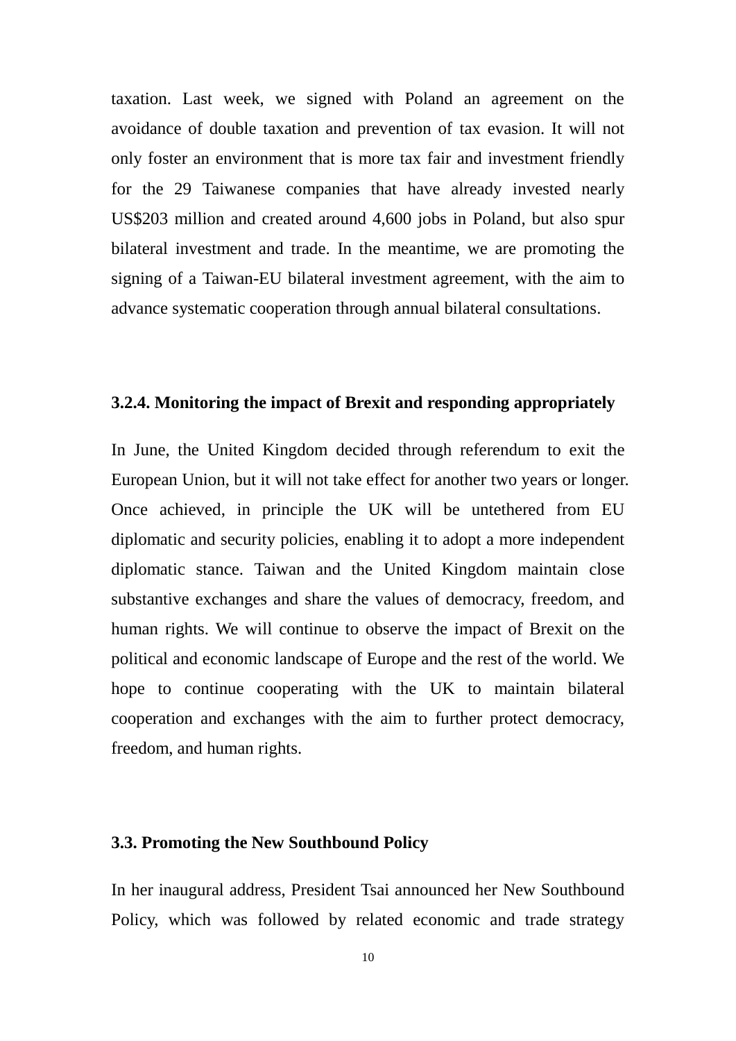taxation. Last week, we signed with Poland an agreement on the avoidance of double taxation and prevention of tax evasion. It will not only foster an environment that is more tax fair and investment friendly for the 29 Taiwanese companies that have already invested nearly US$203 million and created around 4,600 jobs in Poland, but also spur bilateral investment and trade. In the meantime, we are promoting the signing of a Taiwan-EU bilateral investment agreement, with the aim to advance systematic cooperation through annual bilateral consultations.

### 3.2.4. Monitoring the impact of Brexit and responding appropriately

In June, the United Kingdom decided through referendum to exit the European Union, but it will not take effect for another two years or longer. Once achieved, in principle the UK will be untethered from EU diplomatic and security policies, enabling it to adopt a more independent diplomatic stance. Taiwan and the United Kingdom maintain close substantive exchanges and share the values of democracy, freedom, and human rights. We will continue to observe the impact of Brexit on the political and economic landscape of Europe and the rest of the world. We hope to continue cooperating with the UK to maintain bilateral cooperation and exchanges with the aim to further protect democracy, freedom, and human rights.

## 3.3. Promoting the New Southbound Policy

In her inaugural address, President Tsai announced her New Southbound Policy, which was followed by related economic and trade strategy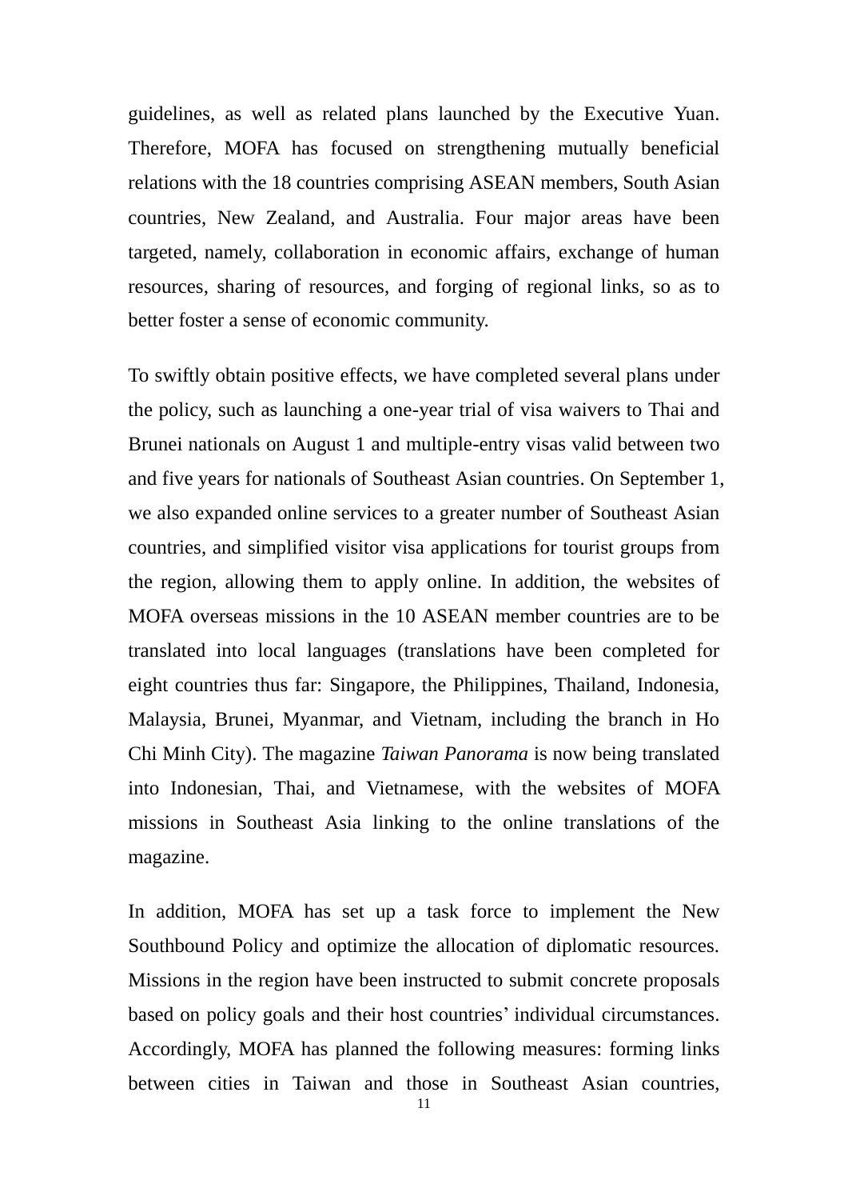guidelines, as well as related plans launched by the Executive Yuan. Therefore, MOFA has focused on strengthening mutually beneficial relations with the 18 countries comprising ASEAN members, South Asian countries, New Zealand, and Australia. Four major areas have been targeted, namely, collaboration in economic affairs, exchange of human resources, sharing of resources, and forging of regional links, so as to better foster a sense of economic community.

To swiftly obtain positive effects, we have completed several plans under the policy, such as launching a one-year trial of visa waivers to Thai and Brunei nationals on August 1 and multiple-entry visas valid between two and five years for nationals of Southeast Asian countries. On September 1, we also expanded online services to a greater number of Southeast Asian countries, and simplified visitor visa applications for tourist groups from the region, allowing them to apply online. In addition, the websites of MOFA overseas missions in the 10 ASEAN member countries are to be translated into local languages (translations have been completed for eight countries thus far: Singapore, the Philippines, Thailand, Indonesia, Malaysia, Brunei, Myanmar, and Vietnam, including the branch in Ho Chi Minh City). The magazine *Taiwan Panorama* is now being translated into Indonesian, Thai, and Vietnamese, with the websites of MOFA missions in Southeast Asia linking to the online translations of the magazine.

In addition, MOFA has set up a task force to implement the New Southbound Policy and optimize the allocation of diplomatic resources. Missions in the region have been instructed to submit concrete proposals based on policy goals and their host countries' individual circumstances. Accordingly, MOFA has planned the following measures: forming links between cities in Taiwan and those in Southeast Asian countries,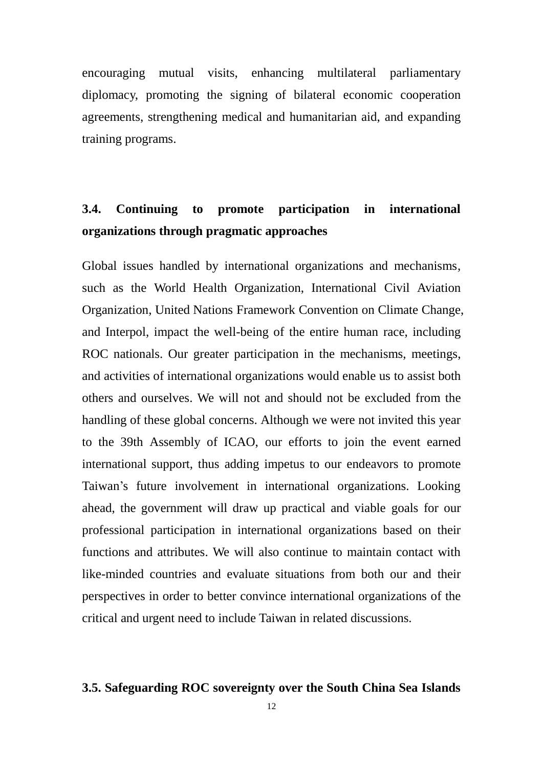encouraging mutual visits, enhancing multilateral parliamentary diplomacy, promoting the signing of bilateral economic cooperation agreements, strengthening medical and humanitarian aid, and expanding training programs.

### 3.4. Continuing to promote participation in international organizations through pragmatic approaches

Global issues handled by international organizations and mechanisms, such as the World Health Organization, International Civil Aviation Organization, United Nations Framework Convention on Climate Change, and Interpol, impact the well-being of the entire human race, including ROC nationals. Our greater participation in the mechanisms, meetings, and activities of international organizations would enable us to assist both others and ourselves. We will not and should not be excluded from the handling of these global concerns. Although we were not invited this year to the 39th Assembly of ICAO, our efforts to join the event earned international support, thus adding impetus to our endeavors to promote Taiwan's future involvement in international organizations. Looking ahead, the government will draw up practical and viable goals for our professional participation in international organizations based on their functions and attributes. We will also continue to maintain contact with like-minded countries and evaluate situations from both our and their perspectives in order to better convince international organizations of the critical and urgent need to include Taiwan in related discussions.

### 3.5. Safeguarding ROC sovereignty over the South China Sea Islands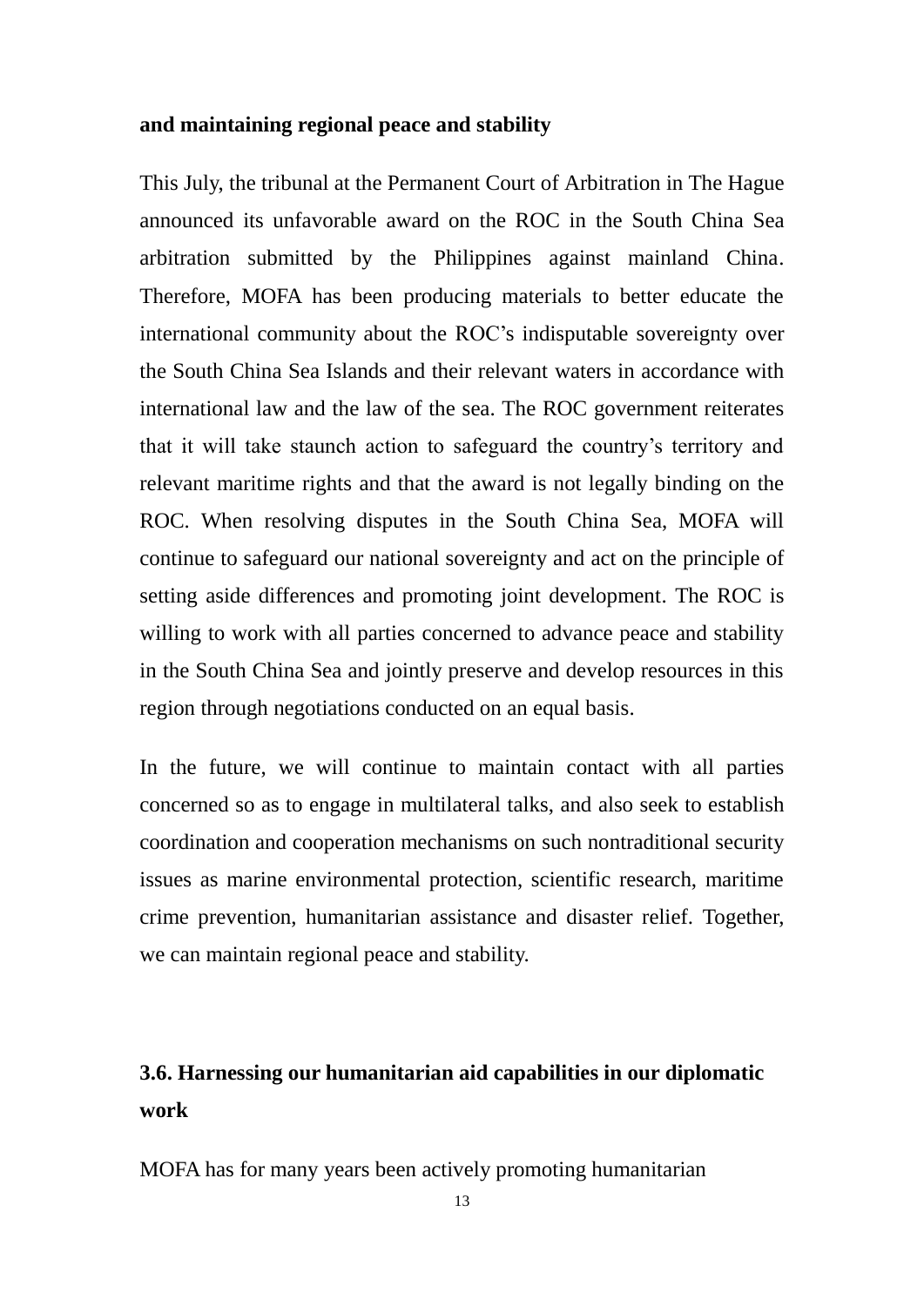**and maintaining regional peace and stability**

This July, the tribunal at the Permanent Court of Arbitration in The Hague announced its unfavorable award on the ROC in the South China Sea arbitration submitted by the Philippines against mainland China. Therefore, MOFA has been producing materials to better educate the international community about the ROC's indisputable sovereignty over the South China Sea Islands and their relevant waters in accordance with international law and the law of the sea. The ROC government reiterates that it will take staunch action to safeguard the country's territory and relevant maritime rights and that the award is not legally binding on the ROC. When resolving disputes in the South China Sea, MOFA will continue to safeguard our national sovereignty and act on the principle of setting aside differences and promoting joint development. The ROC is willing to work with all parties concerned to advance peace and stability in the South China Sea and jointly preserve and develop resources in this region through negotiations conducted on an equal basis.

In the future, we will continue to maintain contact with all parties concerned so as to engage in multilateral talks, and also seek to establish coordination and cooperation mechanisms on such nontraditional security issues as marine environmental protection, scientific research, maritime crime prevention, humanitarian assistance and disaster relief. Together, we can maintain regional peace and stability.

## 3.6. Harnessing our humanitarian aid capabilities in our diplomatic work

MOFA has for many years been actively promoting humanitarian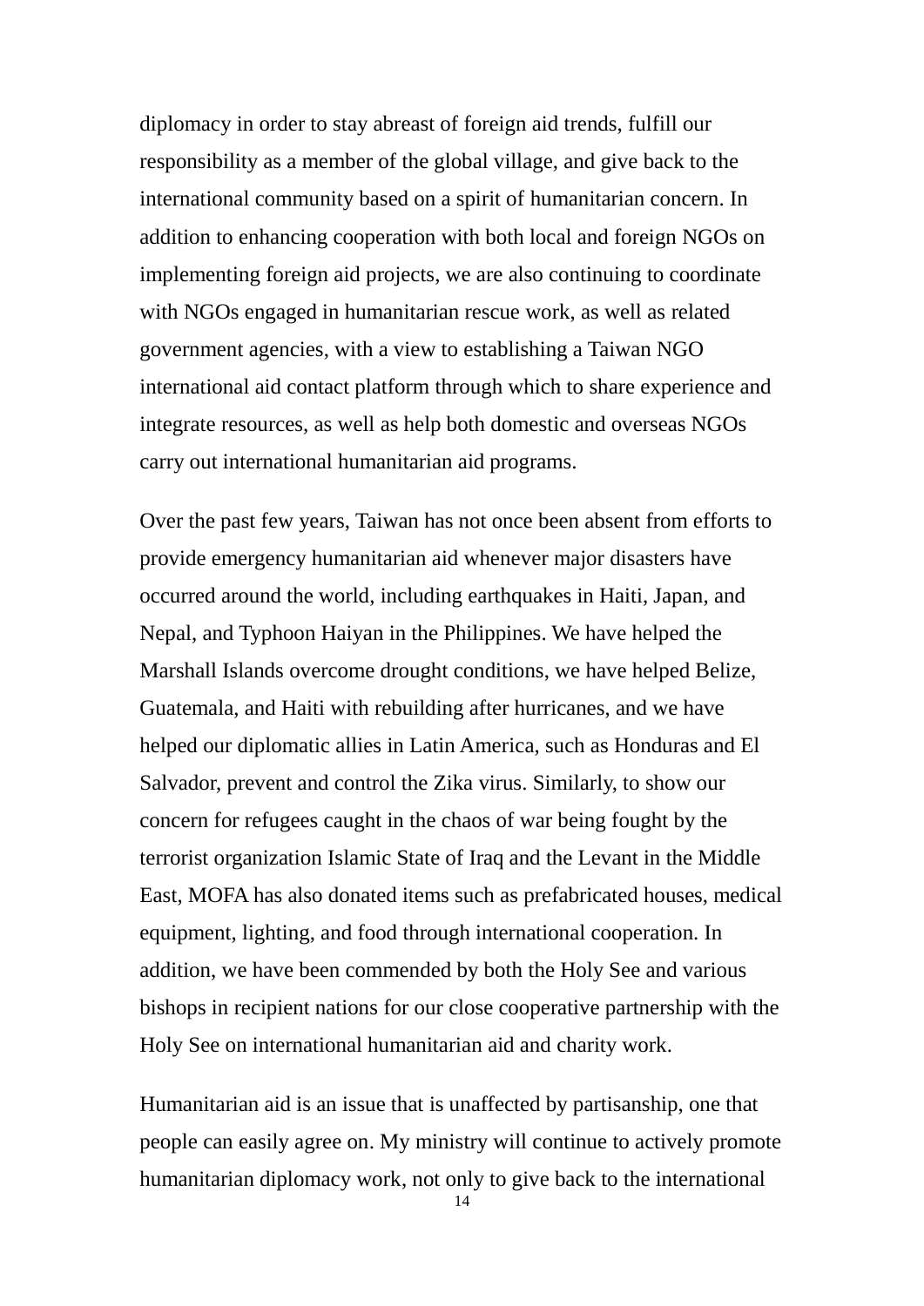diplomacy in order to stay abreast of foreign aid trends, fulfill our responsibility as a member of the global village, and give back to the international community based on a spirit of humanitarian concern. In addition to enhancing cooperation with both local and foreign NGOs on implementing foreign aid projects, we are also continuing to coordinate with NGOs engaged in humanitarian rescue work, as well as related government agencies, with a view to establishing a Taiwan NGO international aid contact platform through which to share experience and integrate resources, as well as help both domestic and overseas NGOs carry out international humanitarian aid programs.

Over the past few years, Taiwan has not once been absent from efforts to provide emergency humanitarian aid whenever major disasters have occurred around the world, including earthquakes in Haiti, Japan, and Nepal, and Typhoon Haiyan in the Philippines. We have helped the Marshall Islands overcome drought conditions, we have helped Belize, Guatemala, and Haiti with rebuilding after hurricanes, and we have helped our diplomatic allies in Latin America, such as Honduras and El Salvador, prevent and control the Zika virus. Similarly, to show our concern for refugees caught in the chaos of war being fought by the terrorist organization Islamic State of Iraq and the Levant in the Middle East, MOFA has also donated items such as prefabricated houses, medical equipment, lighting, and food through international cooperation. In addition, we have been commended by both the Holy See and various bishops in recipient nations for our close cooperative partnership with the Holy See on international humanitarian aid and charity work.

Humanitarian aid is an issue that is unaffected by partisanship, one that people can easily agree on. My ministry will continue to actively promote humanitarian diplomacy work, not only to give back to the international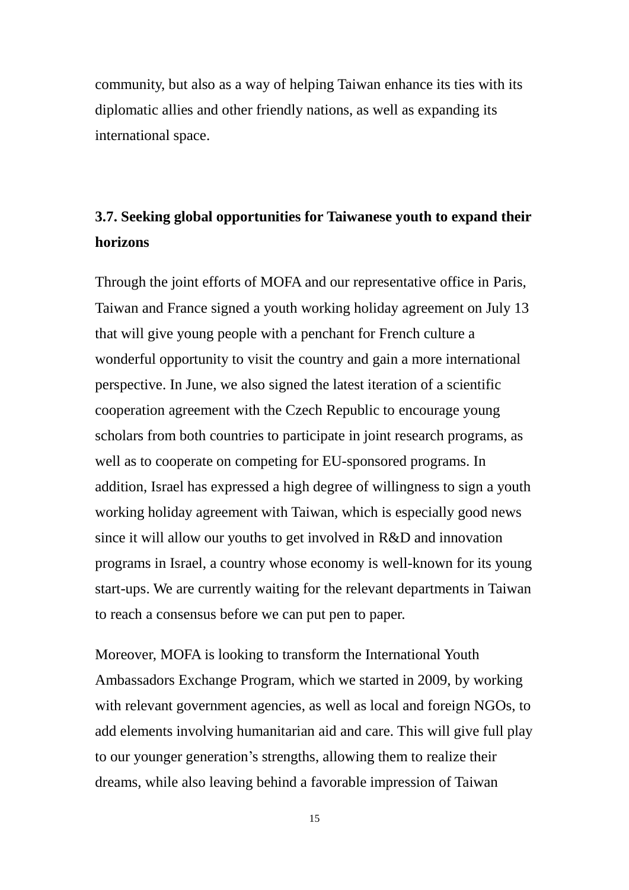community, but also as a way of helping Taiwan enhance its ties with its diplomatic allies and other friendly nations, as well as expanding its international space.

### 3.7. Seeking global opportunities for Taiwanese youth to expand their horizons

Through the joint efforts of MOFA and our representative office in Paris, Taiwan and France signed a youth working holiday agreement on July 13 that will give young people with a penchant for French culture a wonderful opportunity to visit the country and gain a more international perspective. In June, we also signed the latest iteration of a scientific cooperation agreement with the Czech Republic to encourage young scholars from both countries to participate in joint research programs, as well as to cooperate on competing for EU-sponsored programs. In addition, Israel has expressed a high degree of willingness to sign a youth working holiday agreement with Taiwan, which is especially good news since it will allow our youths to get involved in R&D and innovation programs in Israel, a country whose economy is well-known for its young start-ups. We are currently waiting for the relevant departments in Taiwan to reach a consensus before we can put pen to paper.

Moreover, MOFA is looking to transform the International Youth Ambassadors Exchange Program, which we started in 2009, by working with relevant government agencies, as well as local and foreign NGOs, to add elements involving humanitarian aid and care. This will give full play to our younger generation’s strengths, allowing them to realize their dreams, while also leaving behind a favorable impression of Taiwan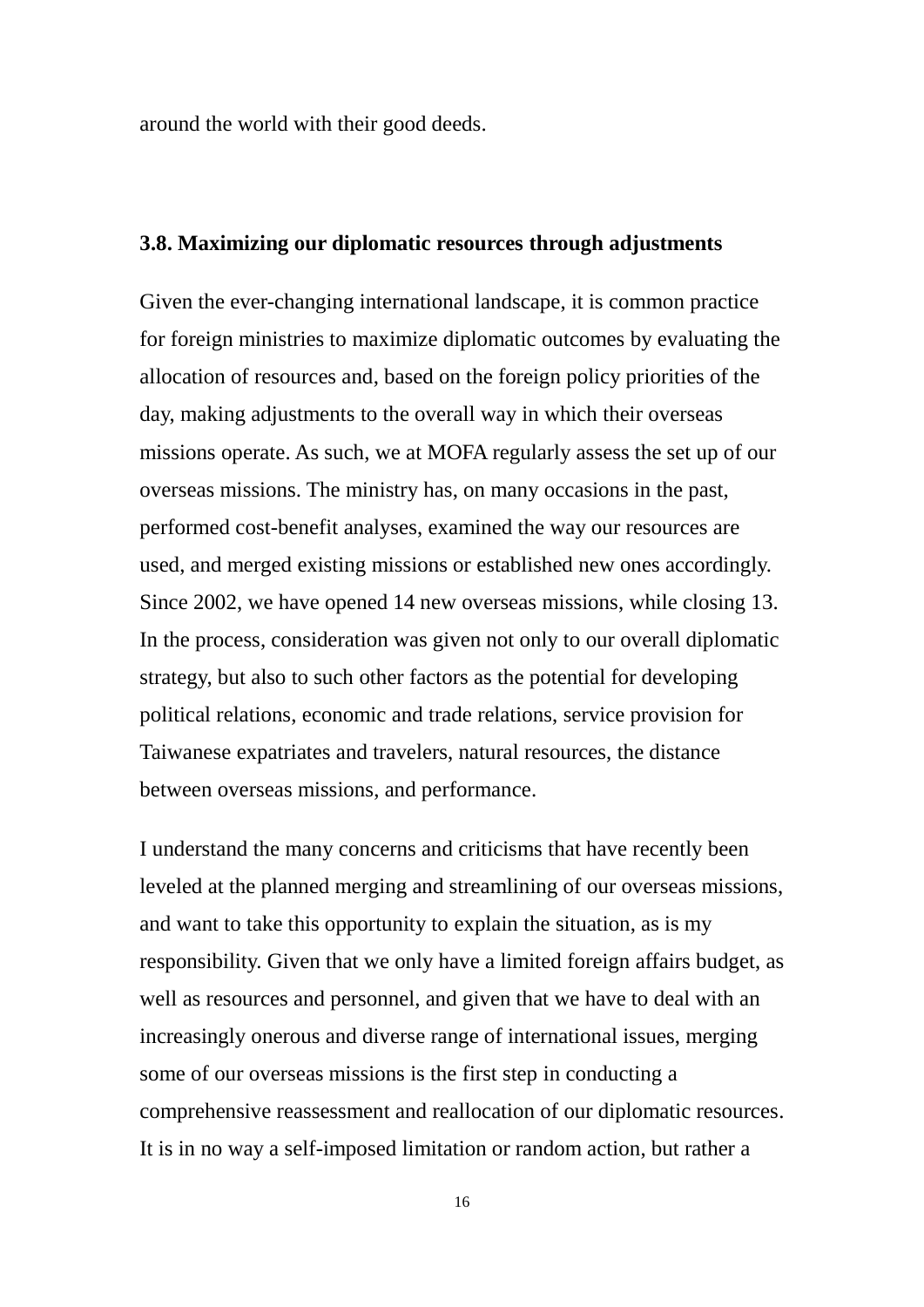around the world with their good deeds.

### 3.8. Maximizing our diplomatic resources through adjustments

Given the ever-changing international landscape, it is common practice for foreign ministries to maximize diplomatic outcomes by evaluating the allocation of resources and, based on the foreign policy priorities of the day, making adjustments to the overall way in which their overseas missions operate. As such, we at MOFA regularly assess the set up of our overseas missions. The ministry has, on many occasions in the past, performed cost-benefit analyses, examined the way our resources are used, and merged existing missions or established new ones accordingly. Since 2002, we have opened 14 new overseas missions, while closing 13. In the process, consideration was given not only to our overall diplomatic strategy, but also to such other factors as the potential for developing political relations, economic and trade relations, service provision for Taiwanese expatriates and travelers, natural resources, the distance between overseas missions, and performance.

I understand the many concerns and criticisms that have recently been leveled at the planned merging and streamlining of our overseas missions, and want to take this opportunity to explain the situation, as is my responsibility. Given that we only have a limited foreign affairs budget, as well as resources and personnel, and given that we have to deal with an increasingly onerous and diverse range of international issues, merging some of our overseas missions is the first step in conducting a comprehensive reassessment and reallocation of our diplomatic resources. It is in no way a self-imposed limitation or random action, but rather a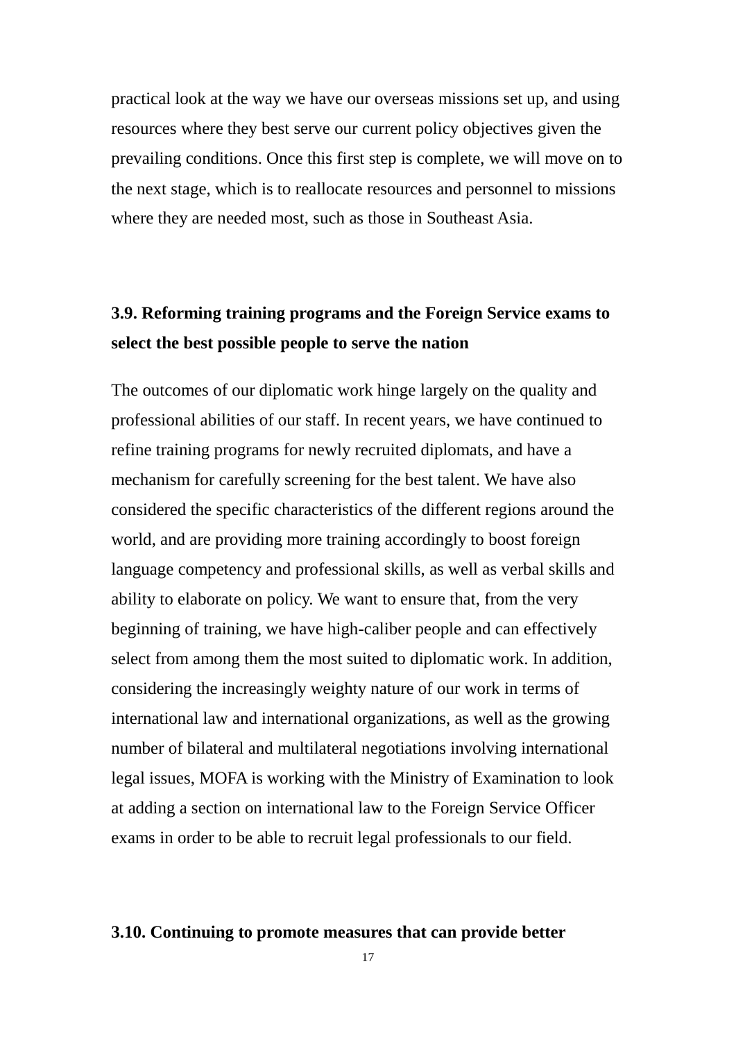practical look at the way we have our overseas missions set up, and using resources where they best serve our current policy objectives given the prevailing conditions. Once this first step is complete, we will move on to the next stage, which is to reallocate resources and personnel to missions where they are needed most, such as those in Southeast Asia.

### 3.9. Reforming training programs and the Foreign Service exams to select the best possible people to serve the nation

The outcomes of our diplomatic work hinge largely on the quality and professional abilities of our staff. In recent years, we have continued to refine training programs for newly recruited diplomats, and have a mechanism for carefully screening for the best talent. We have also considered the specific characteristics of the different regions around the world, and are providing more training accordingly to boost foreign language competency and professional skills, as well as verbal skills and ability to elaborate on policy. We want to ensure that, from the very beginning of training, we have high-caliber people and can effectively select from among them the most suited to diplomatic work. In addition, considering the increasingly weighty nature of our work in terms of international law and international organizations, as well as the growing number of bilateral and multilateral negotiations involving international legal issues, MOFA is working with the Ministry of Examination to look at adding a section on international law to the Foreign Service Officer exams in order to be able to recruit legal professionals to our field.

### 3.10. Continuing to promote measures that can provide better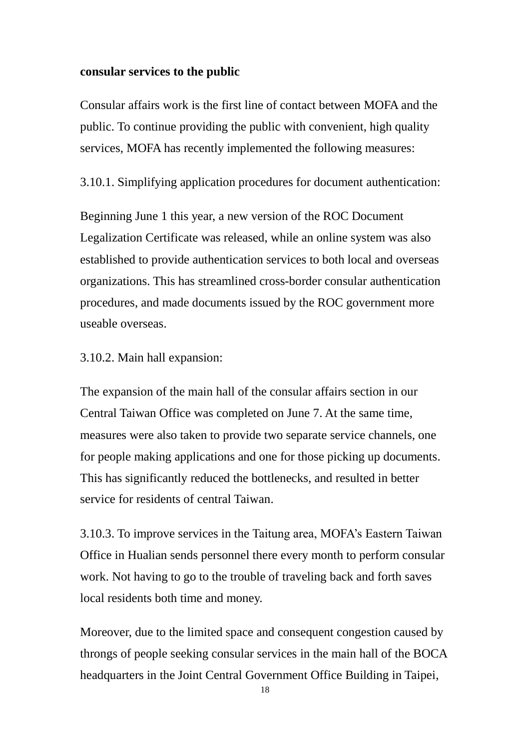**consular services to the public**

Consular affairs work is the first line of contact between MOFA and the public. To continue providing the public with convenient, high quality services, MOFA has recently implemented the following measures:

3.10.1. Simplifying application procedures for document authentication:

Beginning June 1 this year, a new version of the ROC Document Legalization Certificate was released, while an online system was also established to provide authentication services to both local and overseas organizations. This has streamlined cross-border consular authentication procedures, and made documents issued by the ROC government more useable overseas.

3.10.2. Main hall expansion:

The expansion of the main hall of the consular affairs section in our Central Taiwan Office was completed on June 7. At the same time, measures were also taken to provide two separate service channels, one for people making applications and one for those picking up documents. This has significantly reduced the bottlenecks, and resulted in better service for residents of central Taiwan.

3.10.3. To improve services in the Taitung area, MOFA's Eastern Taiwan Office in Hualian sends personnel there every month to perform consular work. Not having to go to the trouble of traveling back and forth saves local residents both time and money.

Moreover, due to the limited space and consequent congestion caused by throngs of people seeking consular services in the main hall of the BOCA headquarters in the Joint Central Government Office Building in Taipei,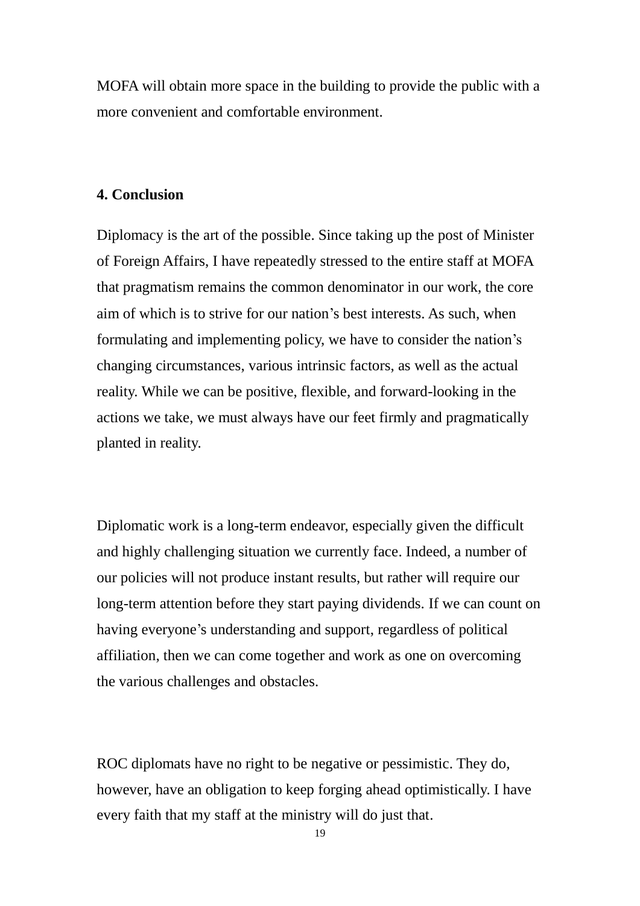MOFA will obtain more space in the building to provide the public with a more convenient and comfortable environment.

## 4. Conclusion

Diplomacy is the art of the possible. Since taking up the post of Minister of Foreign Affairs, I have repeatedly stressed to the entire staff at MOFA that pragmatism remains the common denominator in our work, the core aim of which is to strive for our nation's best interests. As such, when formulating and implementing policy, we have to consider the nation's changing circumstances, various intrinsic factors, as well as the actual reality. While we can be positive, flexible, and forward-looking in the actions we take, we must always have our feet firmly and pragmatically planted in reality.

Diplomatic work is a long-term endeavor, especially given the difficult and highly challenging situation we currently face. Indeed, a number of our policies will not produce instant results, but rather will require our long-term attention before they start paying dividends. If we can count on having everyone's understanding and support, regardless of political affiliation, then we can come together and work as one on overcoming the various challenges and obstacles.

ROC diplomats have no right to be negative or pessimistic. They do, however, have an obligation to keep forging ahead optimistically. I have every faith that my staff at the ministry will do just that.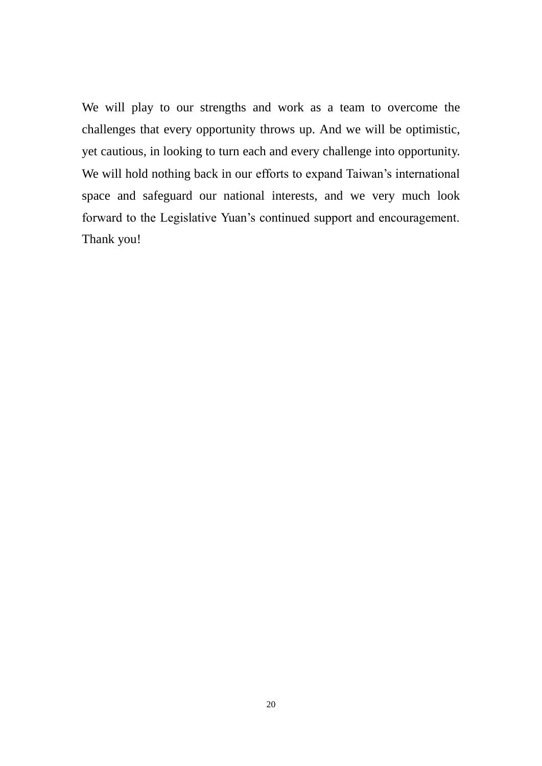We will play to our strengths and work as a team to overcome the challenges that every opportunity throws up. And we will be optimistic, yet cautious, in looking to turn each and every challenge into opportunity. We will hold nothing back in our efforts to expand Taiwan's international space and safeguard our national interests, and we very much look forward to the Legislative Yuan's continued support and encouragement. Thank you!